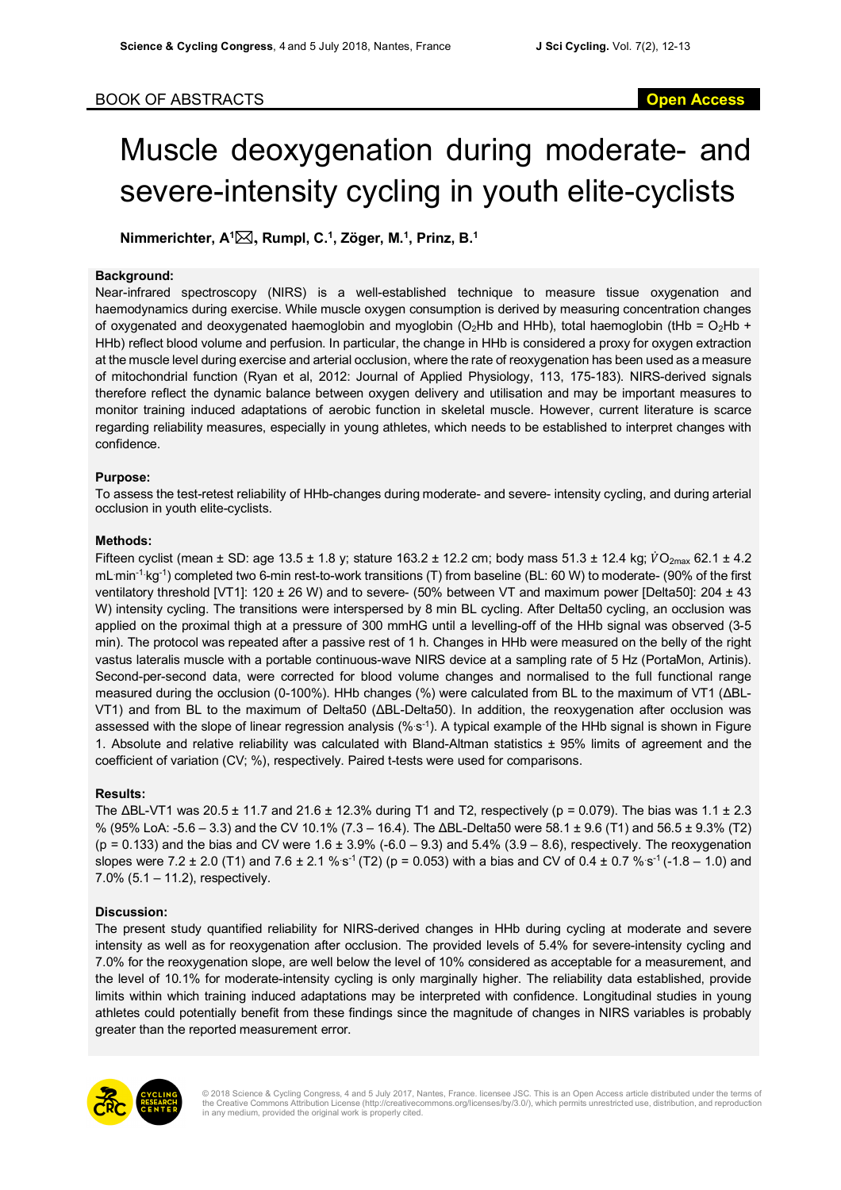BOOK OF ABSTRACTS

Open Access

# Muscle deoxygenation during moderate- and severe-intensity cycling in youth elite-cyclists

**Nimmerichter, A[1]✉, Rumpl, C.[1], Zöger, M.[1], Prinz, B.[1]**

### Background:

Near-infrared spectroscopy (NIRS) is a well-established technique to measure tissue oxygenation and haemodynamics during exercise. While muscle oxygen consumption is derived by measuring concentration changes of oxygenated and deoxygenated haemoglobin and myoglobin ($O_2Hb$ and HHb), total haemoglobin (tHb = $O_2Hb$ + HHb) reflect blood volume and perfusion. In particular, the change in HHb is considered a proxy for oxygen extraction at the muscle level during exercise and arterial occlusion, where the rate of reoxygenation has been used as a measure of mitochondrial function (Ryan et al, 2012: Journal of Applied Physiology, 113, 175-183). NIRS-derived signals therefore reflect the dynamic balance between oxygen delivery and utilisation and may be important measures to monitor training induced adaptations of aerobic function in skeletal muscle. However, current literature is scarce regarding reliability measures, especially in young athletes, which needs to be established to interpret changes with confidence.

### Purpose:

To assess the test-retest reliability of HHb-changes during moderate- and severe- intensity cycling, and during arterial occlusion in youth elite-cyclists.

### Methods:

Fifteen cyclist (mean ± SD: age 13.5 ± 1.8 y; stature 163.2 ± 12.2 cm; body mass 51.3 ± 12.4 kg; $\dot{V}O_{2max}$ 62.1 ± 4.2 $mL \cdot min^{-1} \cdot kg^{-1}$) completed two 6-min rest-to-work transitions (T) from baseline (BL: 60 W) to moderate- (90% of the first ventilatory threshold [VT1]: 120 ± 26 W) and to severe- (50% between VT and maximum power [Delta50]: 204 ± 43 W) intensity cycling. The transitions were interspersed by 8 min BL cycling. After Delta50 cycling, an occlusion was applied on the proximal thigh at a pressure of 300 mmHG until a levelling-off of the HHb signal was observed (3-5 min). The protocol was repeated after a passive rest of 1 h. Changes in HHb were measured on the belly of the right vastus lateralis muscle with a portable continuous-wave NIRS device at a sampling rate of 5 Hz (PortaMon, Artinis). Second-per-second data, were corrected for blood volume changes and normalised to the full functional range measured during the occlusion (0-100%). HHb changes (%) were calculated from BL to the maximum of VT1 (ΔBL-VT1) and from BL to the maximum of Delta50 (ΔBL-Delta50). In addition, the reoxygenation after occlusion was assessed with the slope of linear regression analysis ($\% \cdot s^{-1}$). A typical example of the HHb signal is shown in Figure 1. Absolute and relative reliability was calculated with Bland-Altman statistics ± 95% limits of agreement and the coefficient of variation (CV; %), respectively. Paired t-tests were used for comparisons.

### Results:

The ΔBL-VT1 was 20.5 ± 11.7 and 21.6 ± 12.3% during T1 and T2, respectively ($p = 0.079$). The bias was 1.1 ± 2.3 % (95% LoA: -5.6 – 3.3) and the CV 10.1% (7.3 – 16.4). The ΔBL-Delta50 were 58.1 ± 9.6 (T1) and 56.5 ± 9.3% (T2) ($p = 0.133$) and the bias and CV were 1.6 ± 3.9% (-6.0 – 9.3) and 5.4% (3.9 – 8.6), respectively. The reoxygenation slopes were 7.2 ± 2.0 (T1) and 7.6 ± 2.1 $\% \cdot s^{-1}$ (T2) ($p = 0.053$) with a bias and CV of 0.4 ± 0.7 $\% \cdot s^{-1}$ (-1.8 – 1.0) and 7.0% (5.1 – 11.2), respectively.

### Discussion:

The present study quantified reliability for NIRS-derived changes in HHb during cycling at moderate and severe intensity as well as for reoxygenation after occlusion. The provided levels of 5.4% for severe-intensity cycling and 7.0% for the reoxygenation slope, are well below the level of 10% considered as acceptable for a measurement, and the level of 10.1% for moderate-intensity cycling is only marginally higher. The reliability data established, provide limits within which training induced adaptations may be interpreted with confidence. Longitudinal studies in young athletes could potentially benefit from these findings since the magnitude of changes in NIRS variables is probably greater than the reported measurement error.

© 2018 Science & Cycling Congress, 4 and 5 July 2017, Nantes, France. licensee JSC. This is an Open Access article distributed under the terms of the Creative Commons Attribution License (http://creativecommons.org/licenses/by/3.0/), which permits unrestricted use, distribution, and reproduction in any medium, provided the original work is properly cited.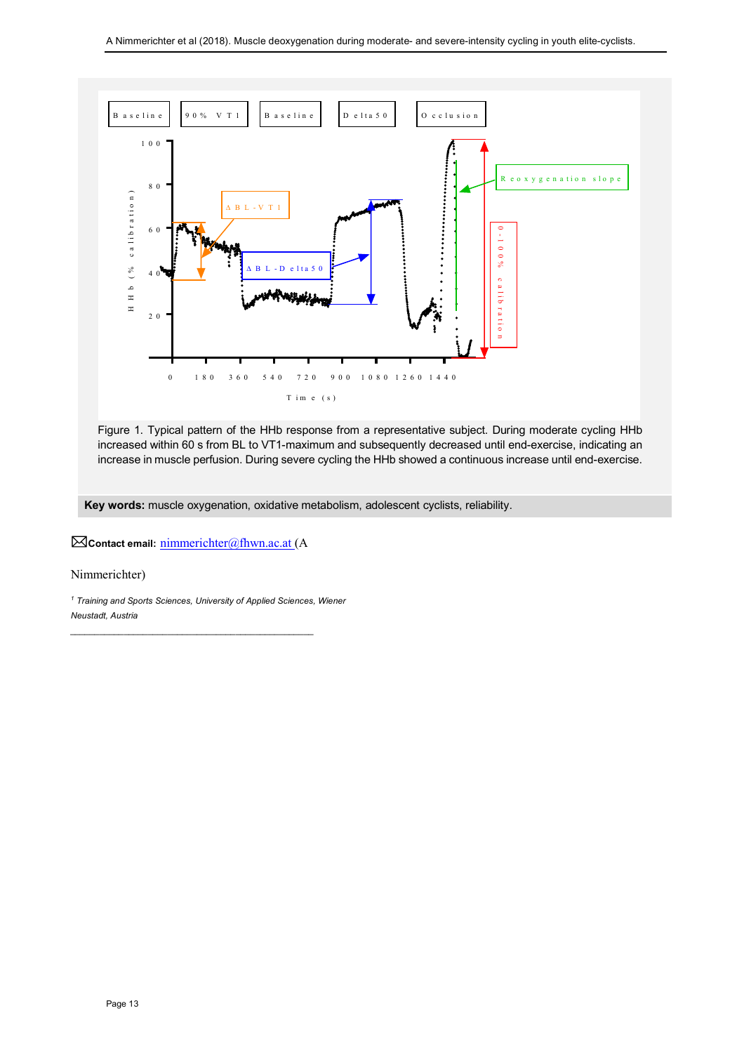Baseline

90% VT1

Baseline

Delta50

Occlusion

100

80

60

40

20

HHb (% calibration)

ΔBL-VT1

ΔBL-Delta50

Reoxygenation slope

0-100% calibration

0

180

360

540

720

900

1080

1260

1440

Time (s)

Figure 1. Typical pattern of the HHb response from a representative subject. During moderate cycling HHb increased within 60 s from BL to VT1-maximum and subsequently decreased until end-exercise, indicating an increase in muscle perfusion. During severe cycling the HHb showed a continuous increase until end-exercise.

**Key words:** muscle oxygenation, oxidative metabolism, adolescent cyclists, reliability.

✉ **Contact email:** nimmerichter@fhwn.ac.at (A Nimmerichter)

[1] *Training and Sports Sciences, University of Applied Sciences, Wiener Neustadt, Austria*